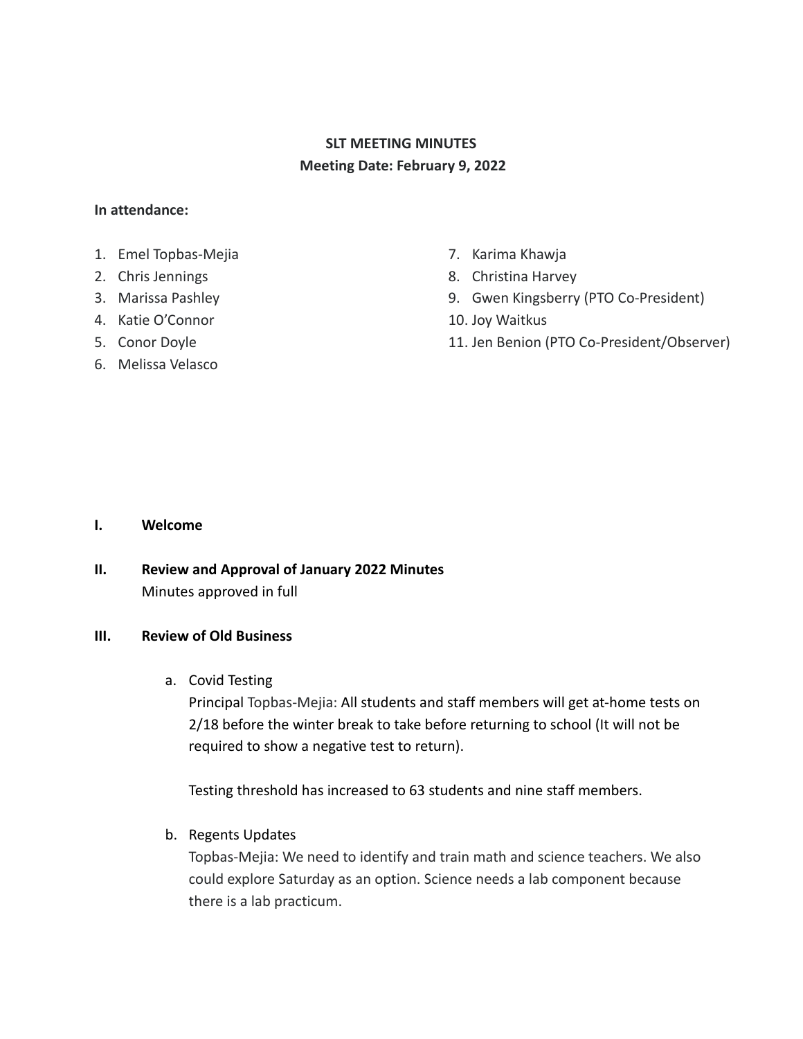**SLT MEETING MINUTES**

**Meeting Date: February 9, 2022**

**In attendance:**

1. Emel Topbas-Mejia
2. Chris Jennings
3. Marissa Pashley
4. Katie O'Connor
5. Conor Doyle
6. Melissa Velasco
7. Karima Khawja
8. Christina Harvey
9. Gwen Kingsberry (PTO Co-President)
10. Joy Waitkus
11. Jen Benion (PTO Co-President/Observer)

**I. Welcome**

**II. Review and Approval of January 2022 Minutes**

Minutes approved in full

**III. Review of Old Business**

a. Covid Testing

Principal Topbas-Mejia: All students and staff members will get at-home tests on 2/18 before the winter break to take before returning to school (It will not be required to show a negative test to return).

Testing threshold has increased to 63 students and nine staff members.

b. Regents Updates

Topbas-Mejia: We need to identify and train math and science teachers. We also could explore Saturday as an option. Science needs a lab component because there is a lab practicum.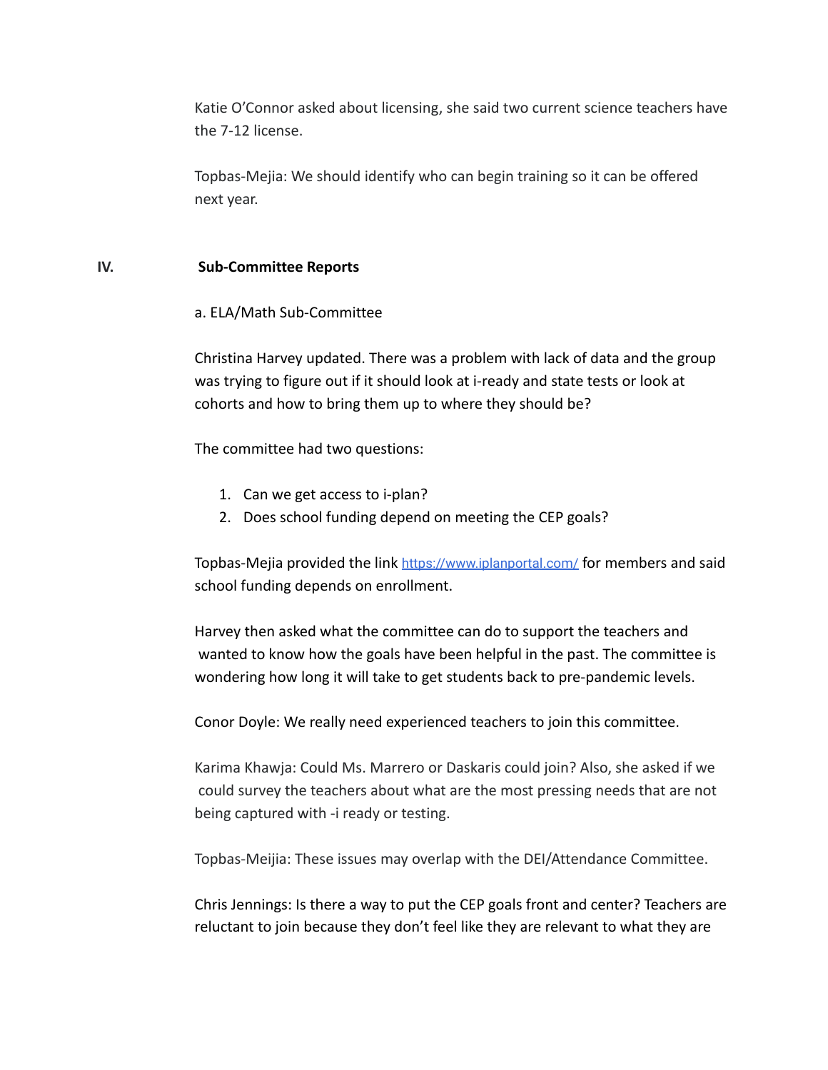Katie O'Connor asked about licensing, she said two current science teachers have the 7-12 license.

Topbas-Mejia: We should identify who can begin training so it can be offered next year.

## IV. Sub-Committee Reports

a. ELA/Math Sub-Committee

Christina Harvey updated. There was a problem with lack of data and the group was trying to figure out if it should look at i-ready and state tests or look at cohorts and how to bring them up to where they should be?

The committee had two questions:

1. Can we get access to i-plan?
2. Does school funding depend on meeting the CEP goals?

Topbas-Mejia provided the link https://www.iplanportal.com/ for members and said school funding depends on enrollment.

Harvey then asked what the committee can do to support the teachers and wanted to know how the goals have been helpful in the past. The committee is wondering how long it will take to get students back to pre-pandemic levels.

Conor Doyle: We really need experienced teachers to join this committee.

Karima Khawja: Could Ms. Marrero or Daskaris could join? Also, she asked if we could survey the teachers about what are the most pressing needs that are not being captured with -i ready or testing.

Topbas-Meijia: These issues may overlap with the DEI/Attendance Committee.

Chris Jennings: Is there a way to put the CEP goals front and center? Teachers are reluctant to join because they don't feel like they are relevant to what they are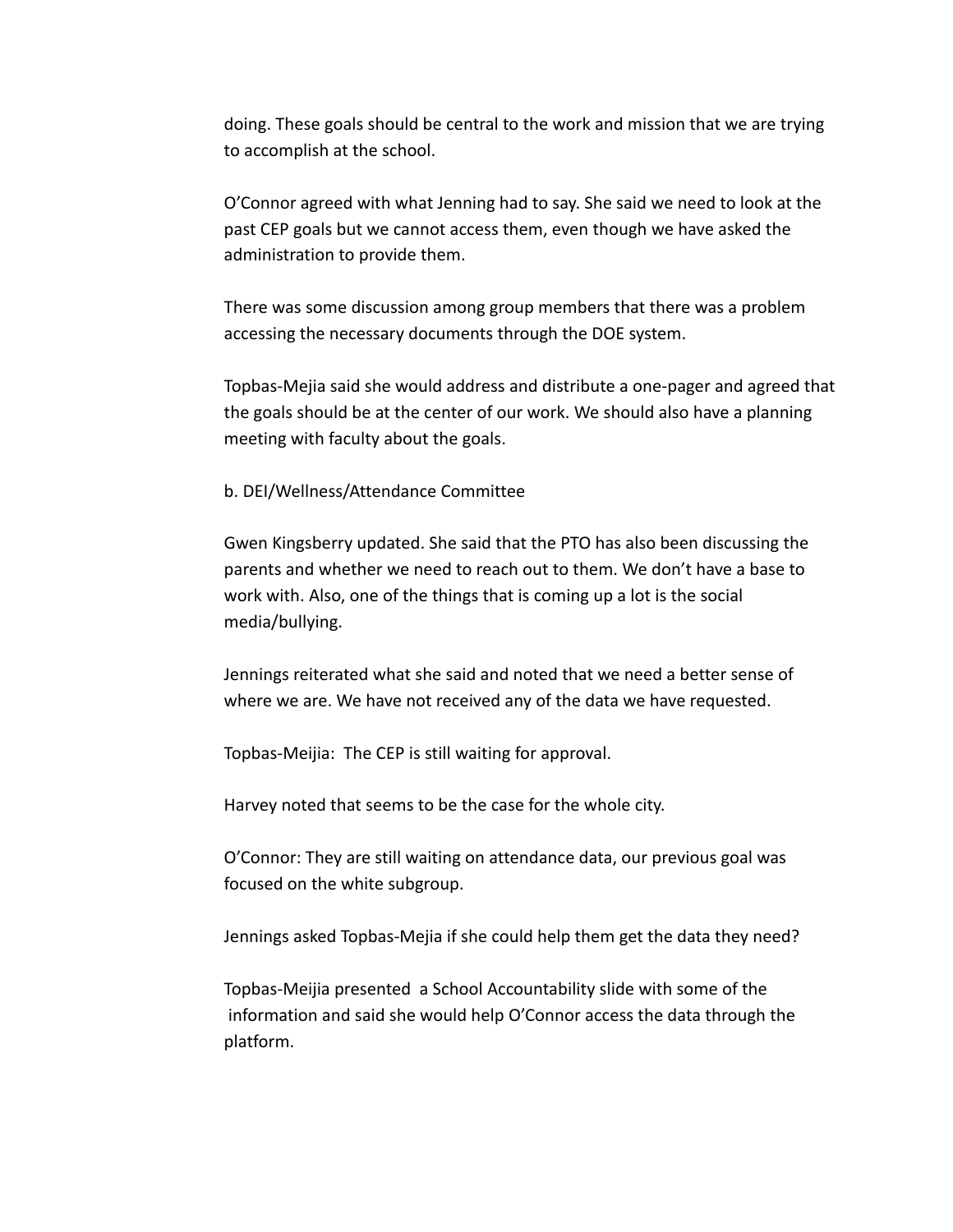doing. These goals should be central to the work and mission that we are trying to accomplish at the school.

O'Connor agreed with what Jenning had to say. She said we need to look at the past CEP goals but we cannot access them, even though we have asked the administration to provide them.

There was some discussion among group members that there was a problem accessing the necessary documents through the DOE system.

Topbas-Mejia said she would address and distribute a one-pager and agreed that the goals should be at the center of our work. We should also have a planning meeting with faculty about the goals.

b. DEI/Wellness/Attendance Committee

Gwen Kingsberry updated. She said that the PTO has also been discussing the parents and whether we need to reach out to them. We don't have a base to work with. Also, one of the things that is coming up a lot is the social media/bullying.

Jennings reiterated what she said and noted that we need a better sense of where we are. We have not received any of the data we have requested.

Topbas-Meijia: The CEP is still waiting for approval.

Harvey noted that seems to be the case for the whole city.

O'Connor: They are still waiting on attendance data, our previous goal was focused on the white subgroup.

Jennings asked Topbas-Mejia if she could help them get the data they need?

Topbas-Meijia presented a School Accountability slide with some of the information and said she would help O'Connor access the data through the platform.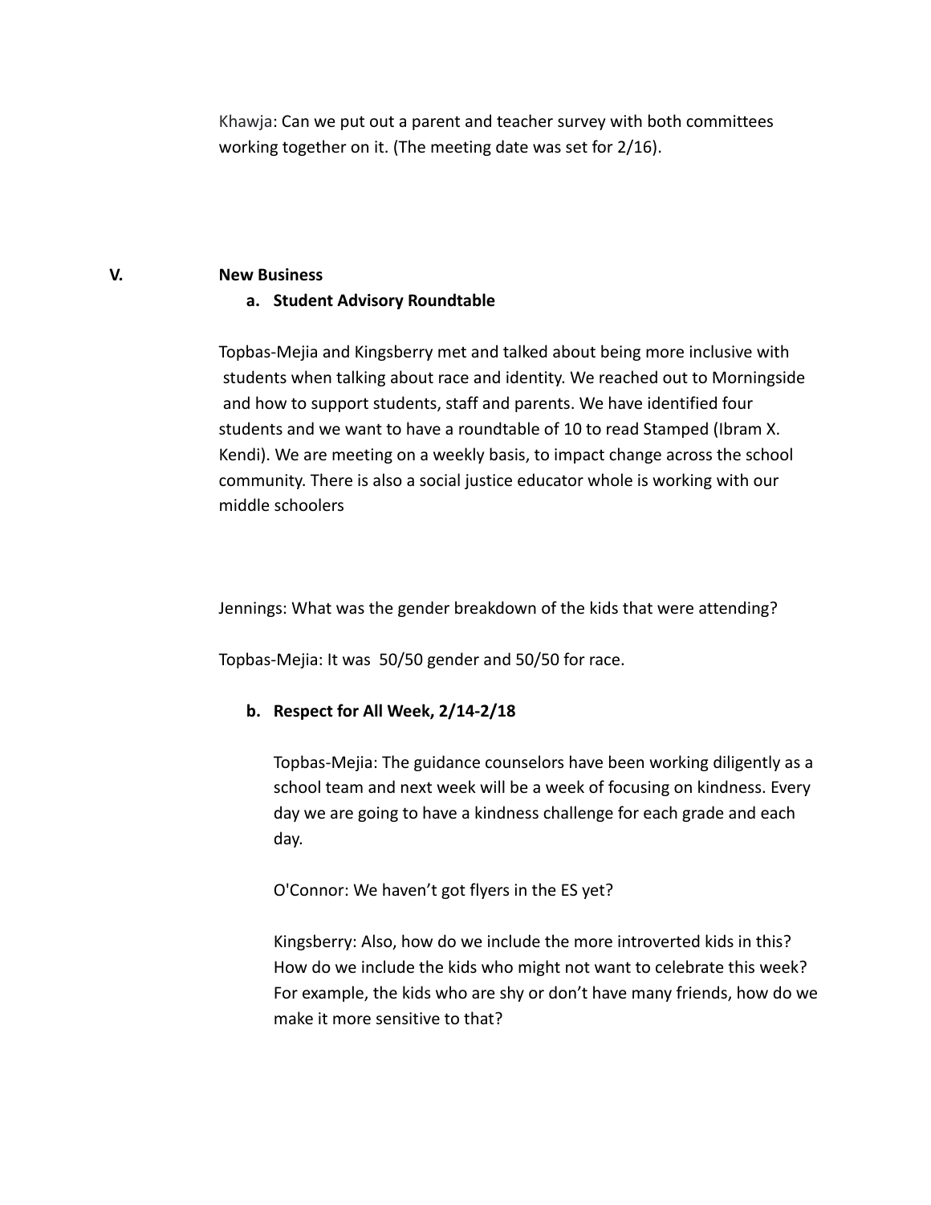Khawja: Can we put out a parent and teacher survey with both committees working together on it. (The meeting date was set for 2/16).

## V. New Business

### a. Student Advisory Roundtable

Topbas-Mejia and Kingsberry met and talked about being more inclusive with students when talking about race and identity. We reached out to Morningside and how to support students, staff and parents. We have identified four students and we want to have a roundtable of 10 to read Stamped (Ibram X. Kendi). We are meeting on a weekly basis, to impact change across the school community. There is also a social justice educator whole is working with our middle schoolers

Jennings: What was the gender breakdown of the kids that were attending?

Topbas-Mejia: It was 50/50 gender and 50/50 for race.

### b. Respect for All Week, 2/14-2/18

Topbas-Mejia: The guidance counselors have been working diligently as a school team and next week will be a week of focusing on kindness. Every day we are going to have a kindness challenge for each grade and each day.

O'Connor: We haven't got flyers in the ES yet?

Kingsberry: Also, how do we include the more introverted kids in this? How do we include the kids who might not want to celebrate this week? For example, the kids who are shy or don't have many friends, how do we make it more sensitive to that?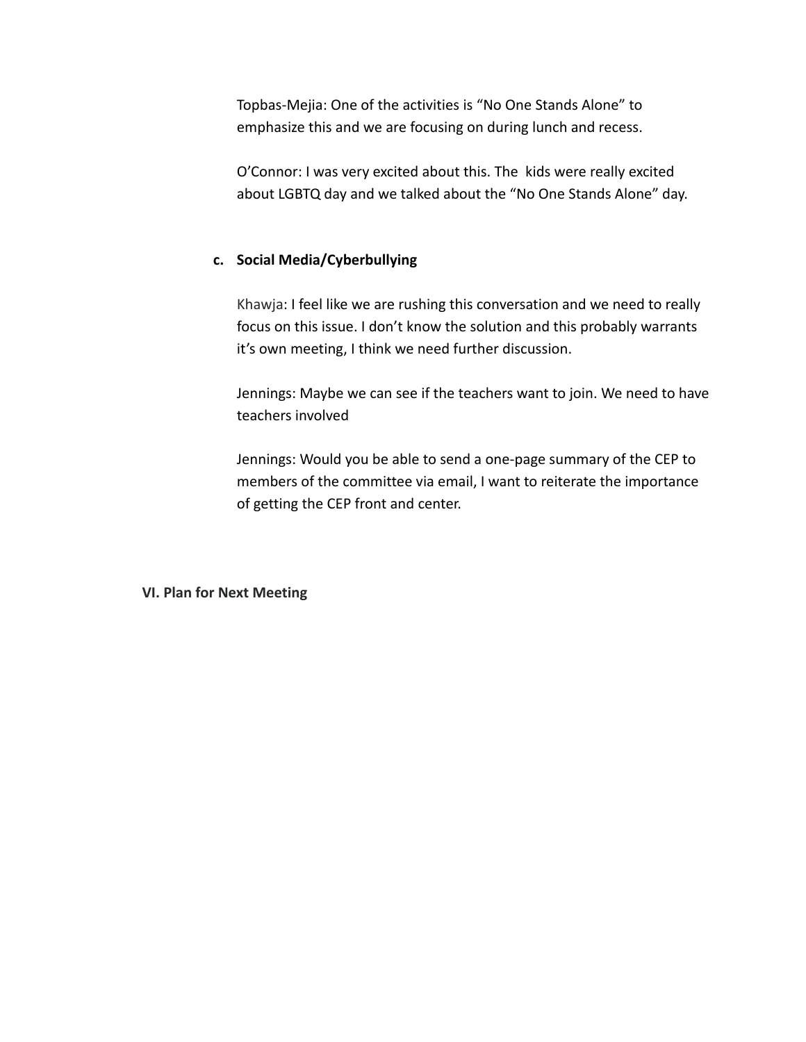Topbas-Mejia: One of the activities is “No One Stands Alone” to emphasize this and we are focusing on during lunch and recess.

O’Connor: I was very excited about this. The kids were really excited about LGBTQ day and we talked about the “No One Stands Alone” day.

**c. Social Media/Cyberbullying**

Khawja: I feel like we are rushing this conversation and we need to really focus on this issue. I don’t know the solution and this probably warrants it’s own meeting, I think we need further discussion.

Jennings: Maybe we can see if the teachers want to join. We need to have teachers involved

Jennings: Would you be able to send a one-page summary of the CEP to members of the committee via email, I want to reiterate the importance of getting the CEP front and center.

**VI. Plan for Next Meeting**